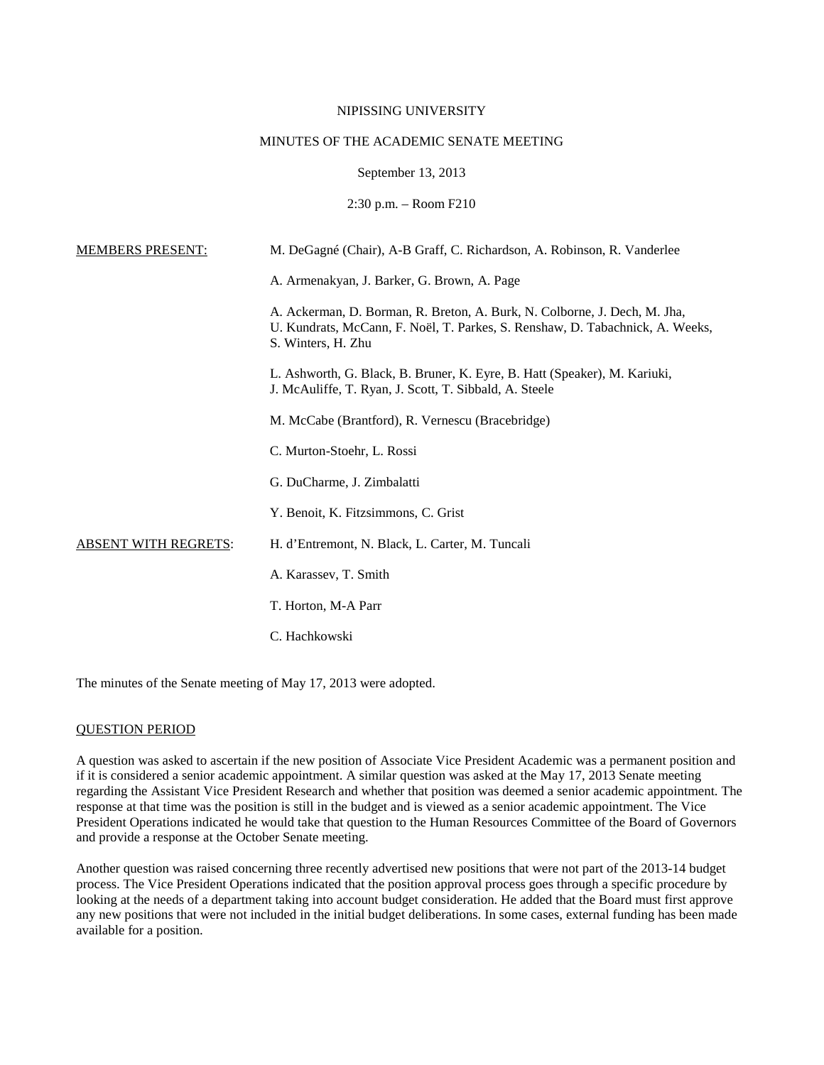NIPISSING UNIVERSITY

MINUTES OF THE ACADEMIC SENATE MEETING

September 13, 2013

2:30 p.m. – Room F210

MEMBERS PRESENT:

M. DeGagné (Chair), A-B Graff, C. Richardson, A. Robinson, R. Vanderlee

A. Armenakyan, J. Barker, G. Brown, A. Page

A. Ackerman, D. Borman, R. Breton, A. Burk, N. Colborne, J. Dech, M. Jha, U. Kundrats, McCann, F. Noël, T. Parkes, S. Renshaw, D. Tabachnick, A. Weeks, S. Winters, H. Zhu

L. Ashworth, G. Black, B. Bruner, K. Eyre, B. Hatt (Speaker), M. Kariuki, J. McAuliffe, T. Ryan, J. Scott, T. Sibbald, A. Steele

M. McCabe (Brantford), R. Vernescu (Bracebridge)

C. Murton-Stoehr, L. Rossi

G. DuCharme, J. Zimbalatti

Y. Benoit, K. Fitzsimmons, C. Grist

ABSENT WITH REGRETS:

H. d'Entremont, N. Black, L. Carter, M. Tuncali

A. Karassev, T. Smith

T. Horton, M-A Parr

C. Hachkowski

The minutes of the Senate meeting of May 17, 2013 were adopted.

QUESTION PERIOD

A question was asked to ascertain if the new position of Associate Vice President Academic was a permanent position and if it is considered a senior academic appointment. A similar question was asked at the May 17, 2013 Senate meeting regarding the Assistant Vice President Research and whether that position was deemed a senior academic appointment. The response at that time was the position is still in the budget and is viewed as a senior academic appointment. The Vice President Operations indicated he would take that question to the Human Resources Committee of the Board of Governors and provide a response at the October Senate meeting.

Another question was raised concerning three recently advertised new positions that were not part of the 2013-14 budget process. The Vice President Operations indicated that the position approval process goes through a specific procedure by looking at the needs of a department taking into account budget consideration. He added that the Board must first approve any new positions that were not included in the initial budget deliberations. In some cases, external funding has been made available for a position.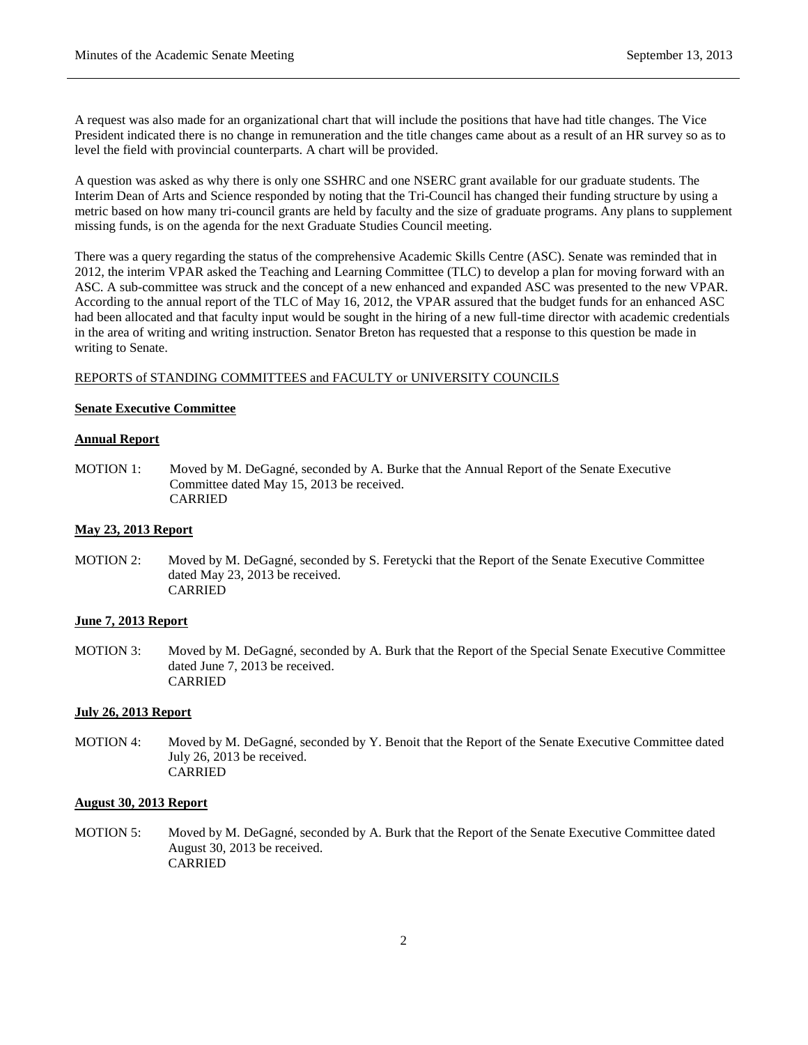A request was also made for an organizational chart that will include the positions that have had title changes. The Vice President indicated there is no change in remuneration and the title changes came about as a result of an HR survey so as to level the field with provincial counterparts. A chart will be provided.

A question was asked as why there is only one SSHRC and one NSERC grant available for our graduate students. The Interim Dean of Arts and Science responded by noting that the Tri-Council has changed their funding structure by using a metric based on how many tri-council grants are held by faculty and the size of graduate programs. Any plans to supplement missing funds, is on the agenda for the next Graduate Studies Council meeting.

There was a query regarding the status of the comprehensive Academic Skills Centre (ASC). Senate was reminded that in 2012, the interim VPAR asked the Teaching and Learning Committee (TLC) to develop a plan for moving forward with an ASC. A sub-committee was struck and the concept of a new enhanced and expanded ASC was presented to the new VPAR. According to the annual report of the TLC of May 16, 2012, the VPAR assured that the budget funds for an enhanced ASC had been allocated and that faculty input would be sought in the hiring of a new full-time director with academic credentials in the area of writing and writing instruction. Senator Breton has requested that a response to this question be made in writing to Senate.

REPORTS of STANDING COMMITTEES and FACULTY or UNIVERSITY COUNCILS

**Senate Executive Committee**

**Annual Report**

MOTION 1: Moved by M. DeGagné, seconded by A. Burke that the Annual Report of the Senate Executive Committee dated May 15, 2013 be received.
CARRIED

**May 23, 2013 Report**

MOTION 2: Moved by M. DeGagné, seconded by S. Feretycki that the Report of the Senate Executive Committee dated May 23, 2013 be received.
CARRIED

**June 7, 2013 Report**

MOTION 3: Moved by M. DeGagné, seconded by A. Burk that the Report of the Special Senate Executive Committee dated June 7, 2013 be received.
CARRIED

**July 26, 2013 Report**

MOTION 4: Moved by M. DeGagné, seconded by Y. Benoit that the Report of the Senate Executive Committee dated July 26, 2013 be received.
CARRIED

**August 30, 2013 Report**

MOTION 5: Moved by M. DeGagné, seconded by A. Burk that the Report of the Senate Executive Committee dated August 30, 2013 be received.
CARRIED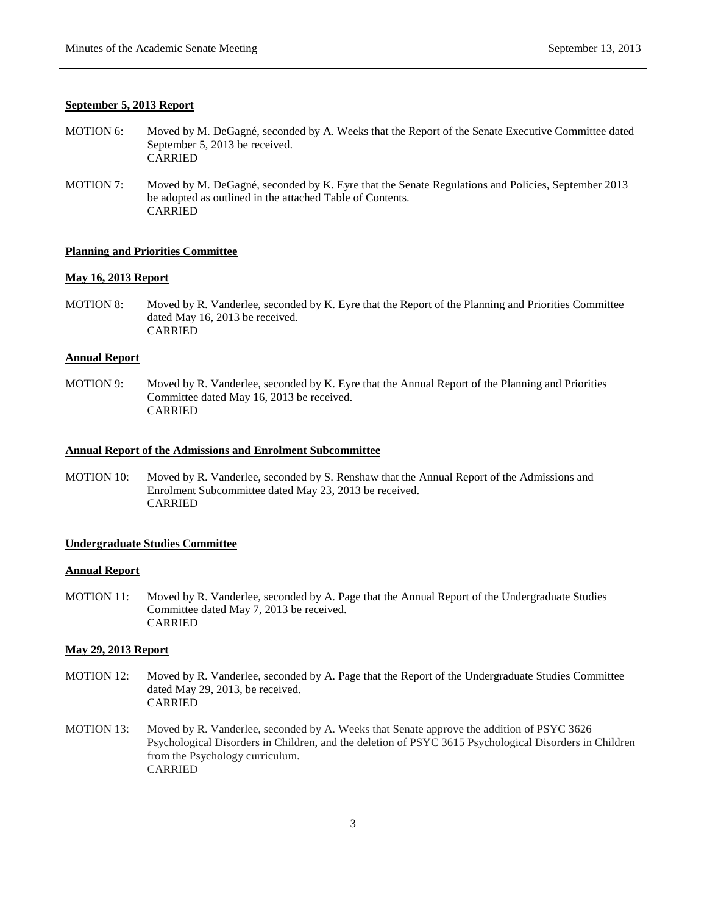**September 5, 2013 Report**

MOTION 6: Moved by M. DeGagné, seconded by A. Weeks that the Report of the Senate Executive Committee dated September 5, 2013 be received.
CARRIED

MOTION 7: Moved by M. DeGagné, seconded by K. Eyre that the Senate Regulations and Policies, September 2013 be adopted as outlined in the attached Table of Contents.
CARRIED

**Planning and Priorities Committee**

**May 16, 2013 Report**

MOTION 8: Moved by R. Vanderlee, seconded by K. Eyre that the Report of the Planning and Priorities Committee dated May 16, 2013 be received.
CARRIED

**Annual Report**

MOTION 9: Moved by R. Vanderlee, seconded by K. Eyre that the Annual Report of the Planning and Priorities Committee dated May 16, 2013 be received.
CARRIED

**Annual Report of the Admissions and Enrolment Subcommittee**

MOTION 10: Moved by R. Vanderlee, seconded by S. Renshaw that the Annual Report of the Admissions and Enrolment Subcommittee dated May 23, 2013 be received.
CARRIED

**Undergraduate Studies Committee**

**Annual Report**

MOTION 11: Moved by R. Vanderlee, seconded by A. Page that the Annual Report of the Undergraduate Studies Committee dated May 7, 2013 be received.
CARRIED

**May 29, 2013 Report**

MOTION 12: Moved by R. Vanderlee, seconded by A. Page that the Report of the Undergraduate Studies Committee dated May 29, 2013, be received.
CARRIED

MOTION 13: Moved by R. Vanderlee, seconded by A. Weeks that Senate approve the addition of PSYC 3626 Psychological Disorders in Children, and the deletion of PSYC 3615 Psychological Disorders in Children from the Psychology curriculum.
CARRIED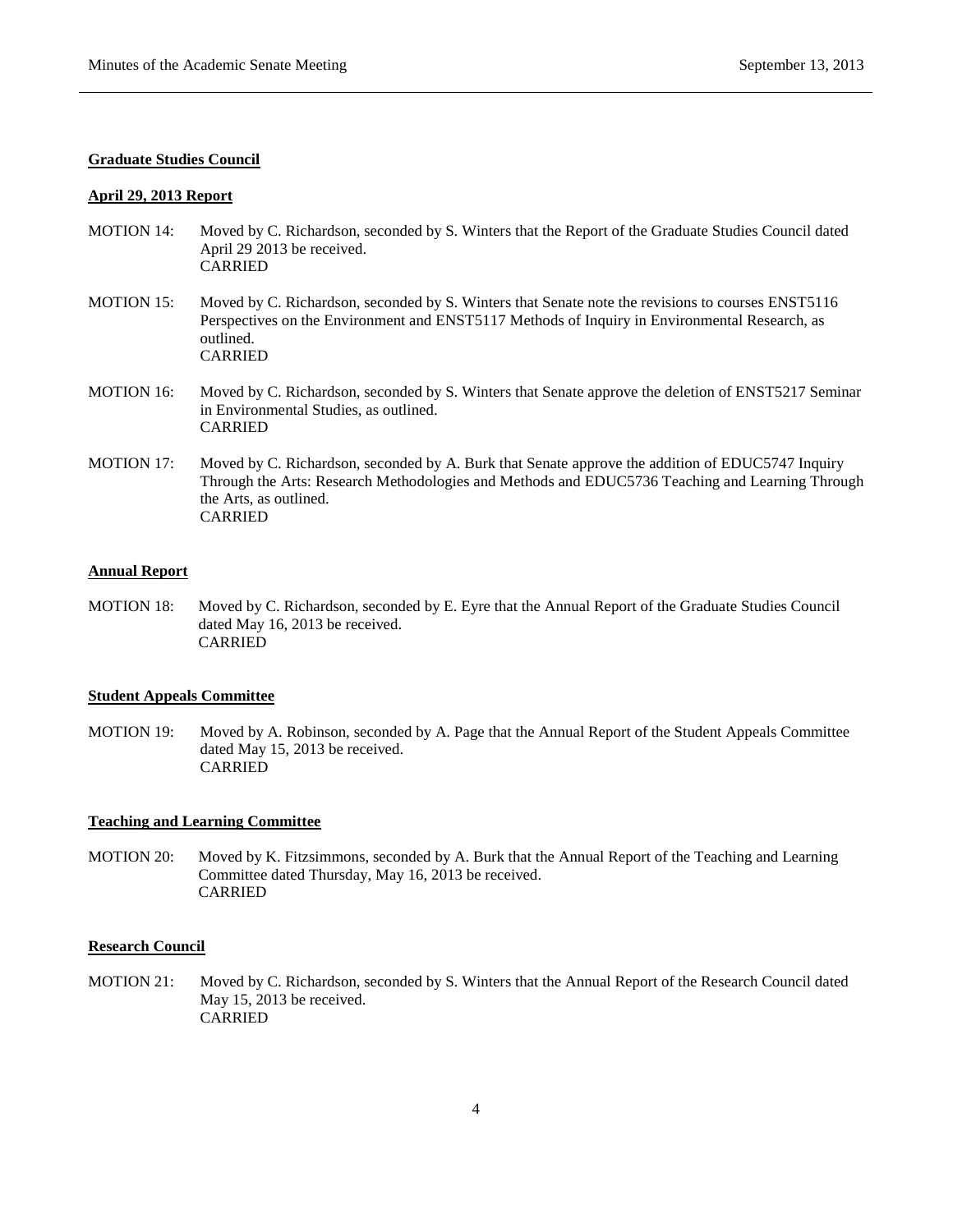**Graduate Studies Council**

**April 29, 2013 Report**

MOTION 14: Moved by C. Richardson, seconded by S. Winters that the Report of the Graduate Studies Council dated April 29 2013 be received.
CARRIED

MOTION 15: Moved by C. Richardson, seconded by S. Winters that Senate note the revisions to courses ENST5116 Perspectives on the Environment and ENST5117 Methods of Inquiry in Environmental Research, as outlined.
CARRIED

MOTION 16: Moved by C. Richardson, seconded by S. Winters that Senate approve the deletion of ENST5217 Seminar in Environmental Studies, as outlined.
CARRIED

MOTION 17: Moved by C. Richardson, seconded by A. Burk that Senate approve the addition of EDUC5747 Inquiry Through the Arts: Research Methodologies and Methods and EDUC5736 Teaching and Learning Through the Arts, as outlined.
CARRIED

**Annual Report**

MOTION 18: Moved by C. Richardson, seconded by E. Eyre that the Annual Report of the Graduate Studies Council dated May 16, 2013 be received.
CARRIED

**Student Appeals Committee**

MOTION 19: Moved by A. Robinson, seconded by A. Page that the Annual Report of the Student Appeals Committee dated May 15, 2013 be received.
CARRIED

**Teaching and Learning Committee**

MOTION 20: Moved by K. Fitzsimmons, seconded by A. Burk that the Annual Report of the Teaching and Learning Committee dated Thursday, May 16, 2013 be received.
CARRIED

**Research Council**

MOTION 21: Moved by C. Richardson, seconded by S. Winters that the Annual Report of the Research Council dated May 15, 2013 be received.
CARRIED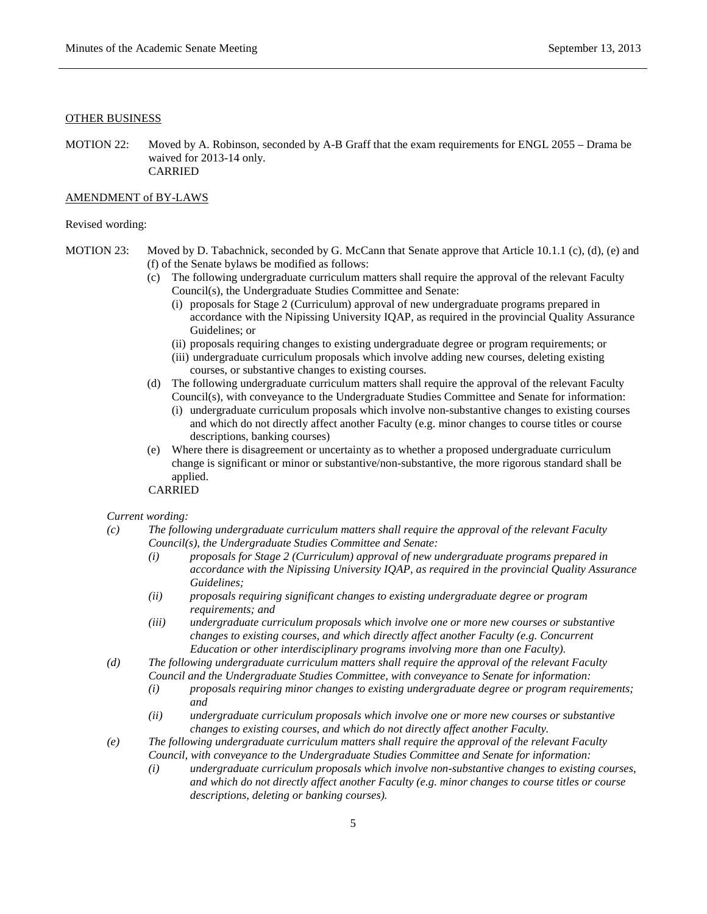OTHER BUSINESS

MOTION 22: Moved by A. Robinson, seconded by A-B Graff that the exam requirements for ENGL 2055 – Drama be waived for 2013-14 only.
CARRIED

AMENDMENT of BY-LAWS

Revised wording:

MOTION 23: Moved by D. Tabachnick, seconded by G. McCann that Senate approve that Article 10.1.1 (c), (d), (e) and (f) of the Senate bylaws be modified as follows:

(c) The following undergraduate curriculum matters shall require the approval of the relevant Faculty Council(s), the Undergraduate Studies Committee and Senate:
   (i) proposals for Stage 2 (Curriculum) approval of new undergraduate programs prepared in accordance with the Nipissing University IQAP, as required in the provincial Quality Assurance Guidelines; or
   (ii) proposals requiring changes to existing undergraduate degree or program requirements; or
   (iii) undergraduate curriculum proposals which involve adding new courses, deleting existing courses, or substantive changes to existing courses.

(d) The following undergraduate curriculum matters shall require the approval of the relevant Faculty Council(s), with conveyance to the Undergraduate Studies Committee and Senate for information:
   (i) undergraduate curriculum proposals which involve non-substantive changes to existing courses and which do not directly affect another Faculty (e.g. minor changes to course titles or course descriptions, banking courses)

(e) Where there is disagreement or uncertainty as to whether a proposed undergraduate curriculum change is significant or minor or substantive/non-substantive, the more rigorous standard shall be applied.

CARRIED

*Current wording:*

*(c) The following undergraduate curriculum matters shall require the approval of the relevant Faculty Council(s), the Undergraduate Studies Committee and Senate:*
   *(i) proposals for Stage 2 (Curriculum) approval of new undergraduate programs prepared in accordance with the Nipissing University IQAP, as required in the provincial Quality Assurance Guidelines;*
   *(ii) proposals requiring significant changes to existing undergraduate degree or program requirements; and*
   *(iii) undergraduate curriculum proposals which involve one or more new courses or substantive changes to existing courses, and which directly affect another Faculty (e.g. Concurrent Education or other interdisciplinary programs involving more than one Faculty).*

*(d) The following undergraduate curriculum matters shall require the approval of the relevant Faculty Council and the Undergraduate Studies Committee, with conveyance to Senate for information:*
   *(i) proposals requiring minor changes to existing undergraduate degree or program requirements; and*
   *(ii) undergraduate curriculum proposals which involve one or more new courses or substantive changes to existing courses, and which do not directly affect another Faculty.*

*(e) The following undergraduate curriculum matters shall require the approval of the relevant Faculty Council, with conveyance to the Undergraduate Studies Committee and Senate for information:*
   *(i) undergraduate curriculum proposals which involve non-substantive changes to existing courses, and which do not directly affect another Faculty (e.g. minor changes to course titles or course descriptions, deleting or banking courses).*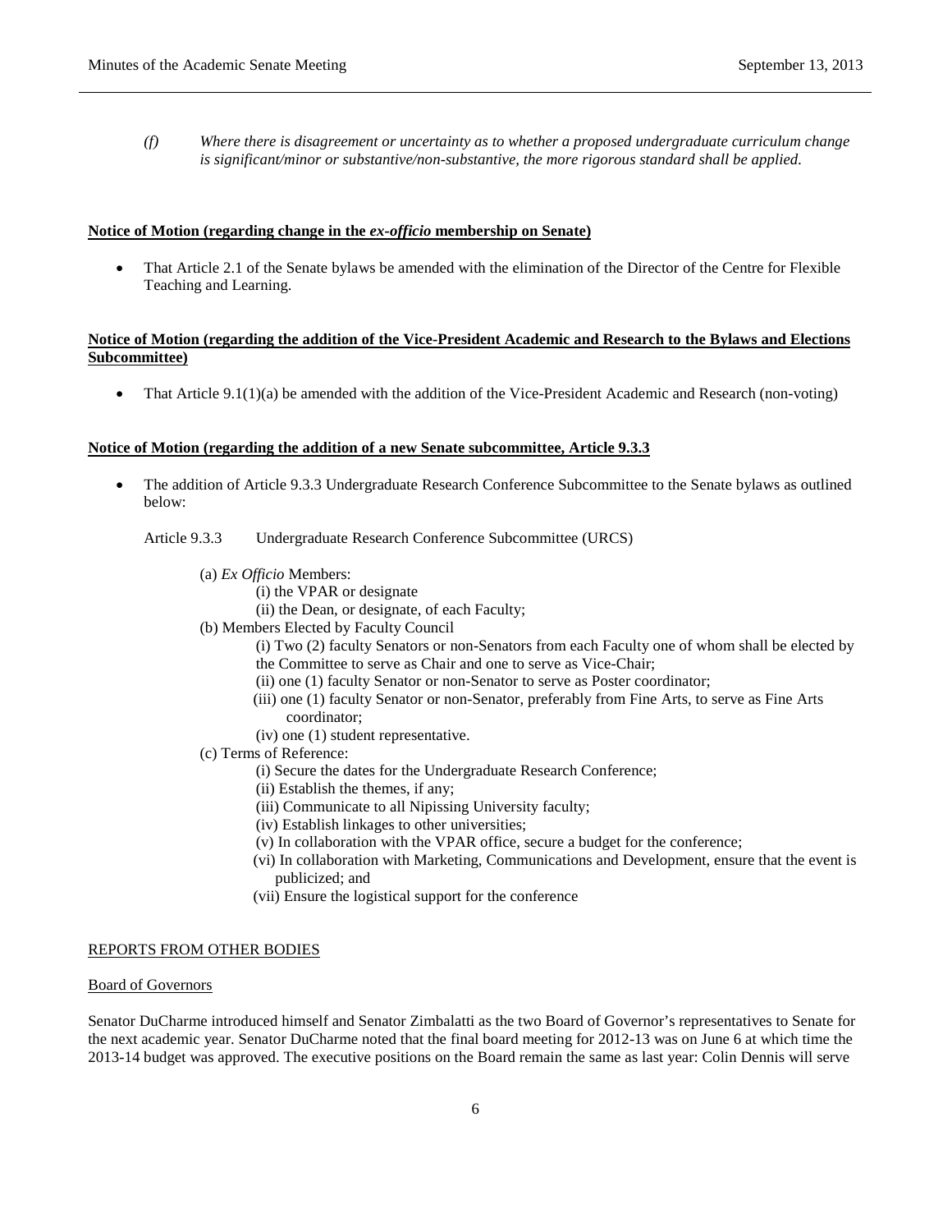*(f) Where there is disagreement or uncertainty as to whether a proposed undergraduate curriculum change is significant/minor or substantive/non-substantive, the more rigorous standard shall be applied.*

**Notice of Motion (regarding change in the *ex-officio* membership on Senate)**

- That Article 2.1 of the Senate bylaws be amended with the elimination of the Director of the Centre for Flexible Teaching and Learning.

**Notice of Motion (regarding the addition of the Vice-President Academic and Research to the Bylaws and Elections Subcommittee)**

- That Article 9.1(1)(a) be amended with the addition of the Vice-President Academic and Research (non-voting)

**Notice of Motion (regarding the addition of a new Senate subcommittee, Article 9.3.3**

- The addition of Article 9.3.3 Undergraduate Research Conference Subcommittee to the Senate bylaws as outlined below:

Article 9.3.3 Undergraduate Research Conference Subcommittee (URCS)

(a) *Ex Officio* Members:
  (i) the VPAR or designate
  (ii) the Dean, or designate, of each Faculty;

(b) Members Elected by Faculty Council
  (i) Two (2) faculty Senators or non-Senators from each Faculty one of whom shall be elected by the Committee to serve as Chair and one to serve as Vice-Chair;
  (ii) one (1) faculty Senator or non-Senator to serve as Poster coordinator;
  (iii) one (1) faculty Senator or non-Senator, preferably from Fine Arts, to serve as Fine Arts coordinator;
  (iv) one (1) student representative.

(c) Terms of Reference:
  (i) Secure the dates for the Undergraduate Research Conference;
  (ii) Establish the themes, if any;
  (iii) Communicate to all Nipissing University faculty;
  (iv) Establish linkages to other universities;
  (v) In collaboration with the VPAR office, secure a budget for the conference;
  (vi) In collaboration with Marketing, Communications and Development, ensure that the event is publicized; and
  (vii) Ensure the logistical support for the conference

## REPORTS FROM OTHER BODIES

### Board of Governors

Senator DuCharme introduced himself and Senator Zimbalatti as the two Board of Governor's representatives to Senate for the next academic year. Senator DuCharme noted that the final board meeting for 2012-13 was on June 6 at which time the 2013-14 budget was approved. The executive positions on the Board remain the same as last year: Colin Dennis will serve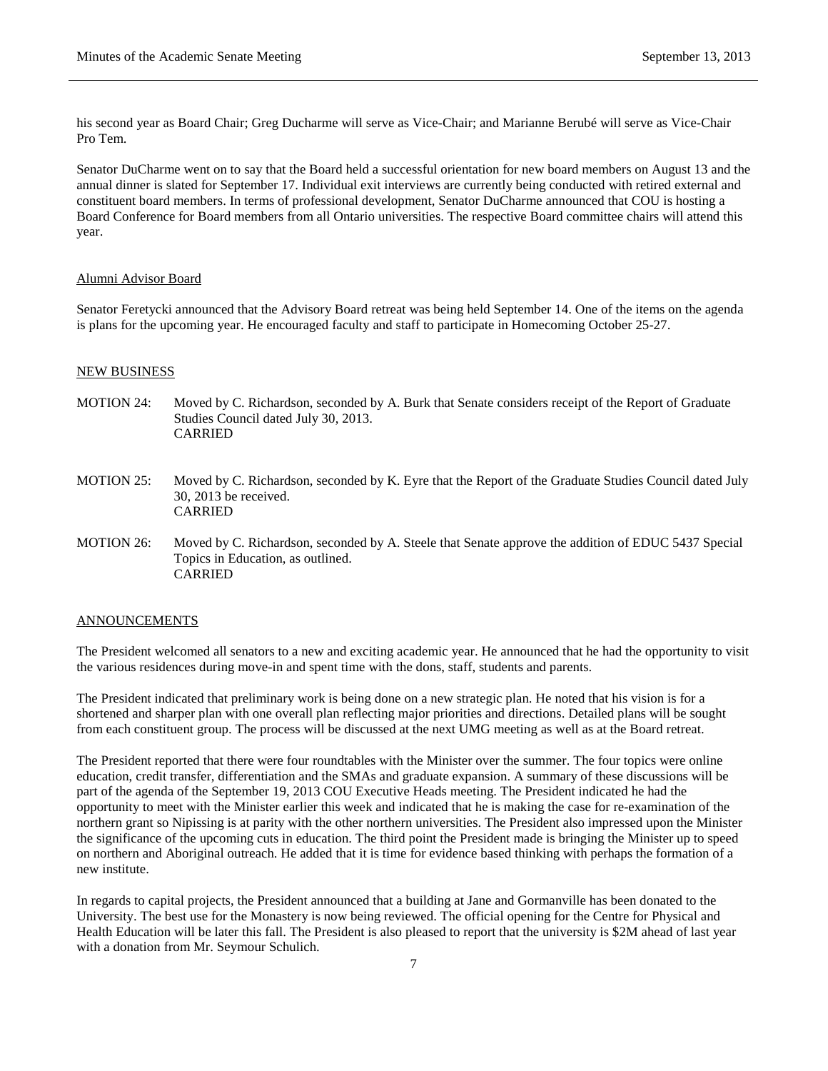his second year as Board Chair; Greg Ducharme will serve as Vice-Chair; and Marianne Berubé will serve as Vice-Chair Pro Tem.

Senator DuCharme went on to say that the Board held a successful orientation for new board members on August 13 and the annual dinner is slated for September 17. Individual exit interviews are currently being conducted with retired external and constituent board members. In terms of professional development, Senator DuCharme announced that COU is hosting a Board Conference for Board members from all Ontario universities. The respective Board committee chairs will attend this year.

<u>Alumni Advisor Board</u>

Senator Feretycki announced that the Advisory Board retreat was being held September 14. One of the items on the agenda is plans for the upcoming year. He encouraged faculty and staff to participate in Homecoming October 25-27.

<u>NEW BUSINESS</u>

MOTION 24: Moved by C. Richardson, seconded by A. Burk that Senate considers receipt of the Report of Graduate Studies Council dated July 30, 2013.
CARRIED

MOTION 25: Moved by C. Richardson, seconded by K. Eyre that the Report of the Graduate Studies Council dated July 30, 2013 be received.
CARRIED

MOTION 26: Moved by C. Richardson, seconded by A. Steele that Senate approve the addition of EDUC 5437 Special Topics in Education, as outlined.
CARRIED

<u>ANNOUNCEMENTS</u>

The President welcomed all senators to a new and exciting academic year. He announced that he had the opportunity to visit the various residences during move-in and spent time with the dons, staff, students and parents.

The President indicated that preliminary work is being done on a new strategic plan. He noted that his vision is for a shortened and sharper plan with one overall plan reflecting major priorities and directions. Detailed plans will be sought from each constituent group. The process will be discussed at the next UMG meeting as well as at the Board retreat.

The President reported that there were four roundtables with the Minister over the summer. The four topics were online education, credit transfer, differentiation and the SMAs and graduate expansion. A summary of these discussions will be part of the agenda of the September 19, 2013 COU Executive Heads meeting. The President indicated he had the opportunity to meet with the Minister earlier this week and indicated that he is making the case for re-examination of the northern grant so Nipissing is at parity with the other northern universities. The President also impressed upon the Minister the significance of the upcoming cuts in education. The third point the President made is bringing the Minister up to speed on northern and Aboriginal outreach. He added that it is time for evidence based thinking with perhaps the formation of a new institute.

In regards to capital projects, the President announced that a building at Jane and Gormanville has been donated to the University. The best use for the Monastery is now being reviewed. The official opening for the Centre for Physical and Health Education will be later this fall. The President is also pleased to report that the university is $2M ahead of last year with a donation from Mr. Seymour Schulich.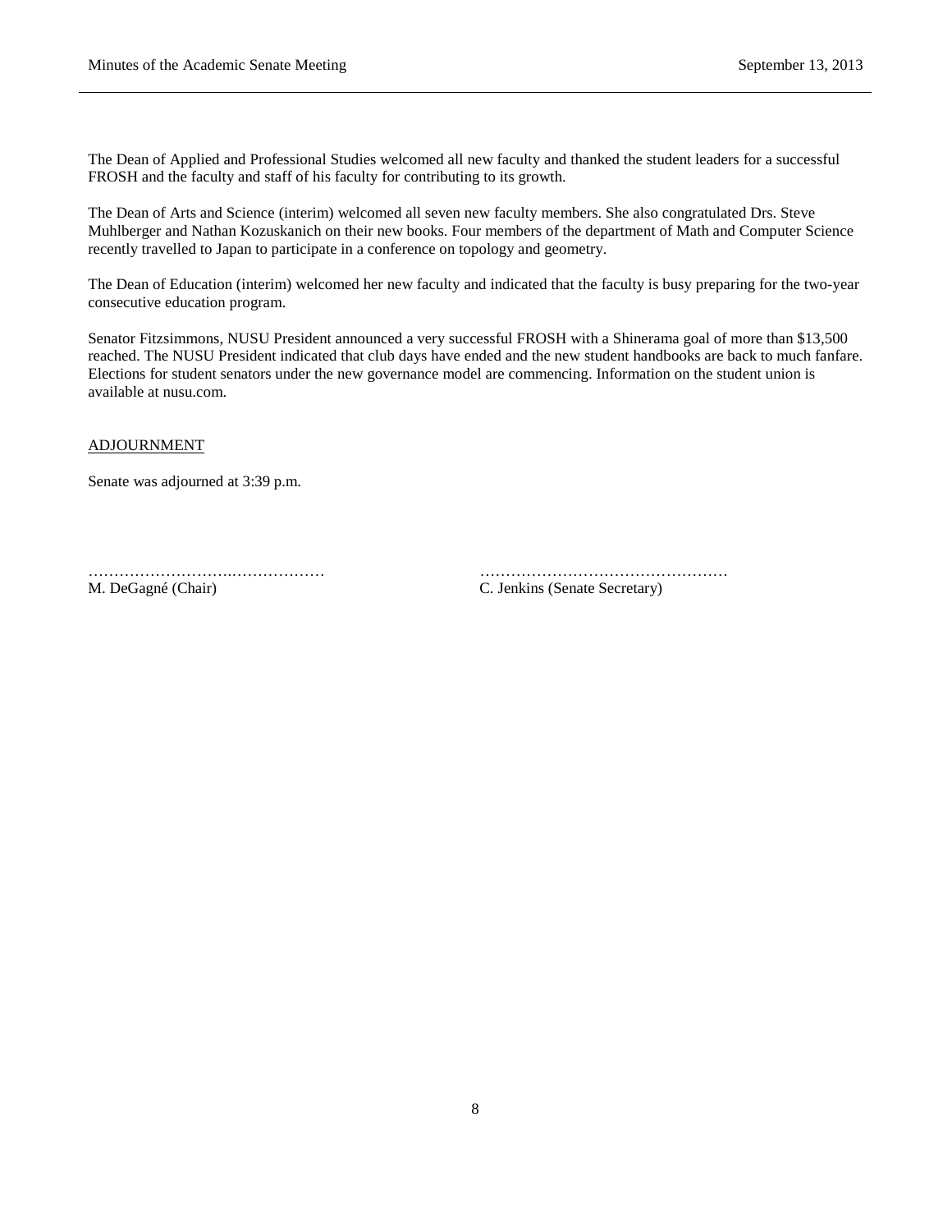The Dean of Applied and Professional Studies welcomed all new faculty and thanked the student leaders for a successful FROSH and the faculty and staff of his faculty for contributing to its growth.

The Dean of Arts and Science (interim) welcomed all seven new faculty members. She also congratulated Drs. Steve Muhlberger and Nathan Kozuskanich on their new books. Four members of the department of Math and Computer Science recently travelled to Japan to participate in a conference on topology and geometry.

The Dean of Education (interim) welcomed her new faculty and indicated that the faculty is busy preparing for the two-year consecutive education program.

Senator Fitzsimmons, NUSU President announced a very successful FROSH with a Shinerama goal of more than $13,500 reached. The NUSU President indicated that club days have ended and the new student handbooks are back to much fanfare. Elections for student senators under the new governance model are commencing. Information on the student union is available at nusu.com.

<u>ADJOURNMENT</u>

Senate was adjourned at 3:39 p.m.

……………………….………………
M. DeGagné (Chair)

…………………………………………
C. Jenkins (Senate Secretary)